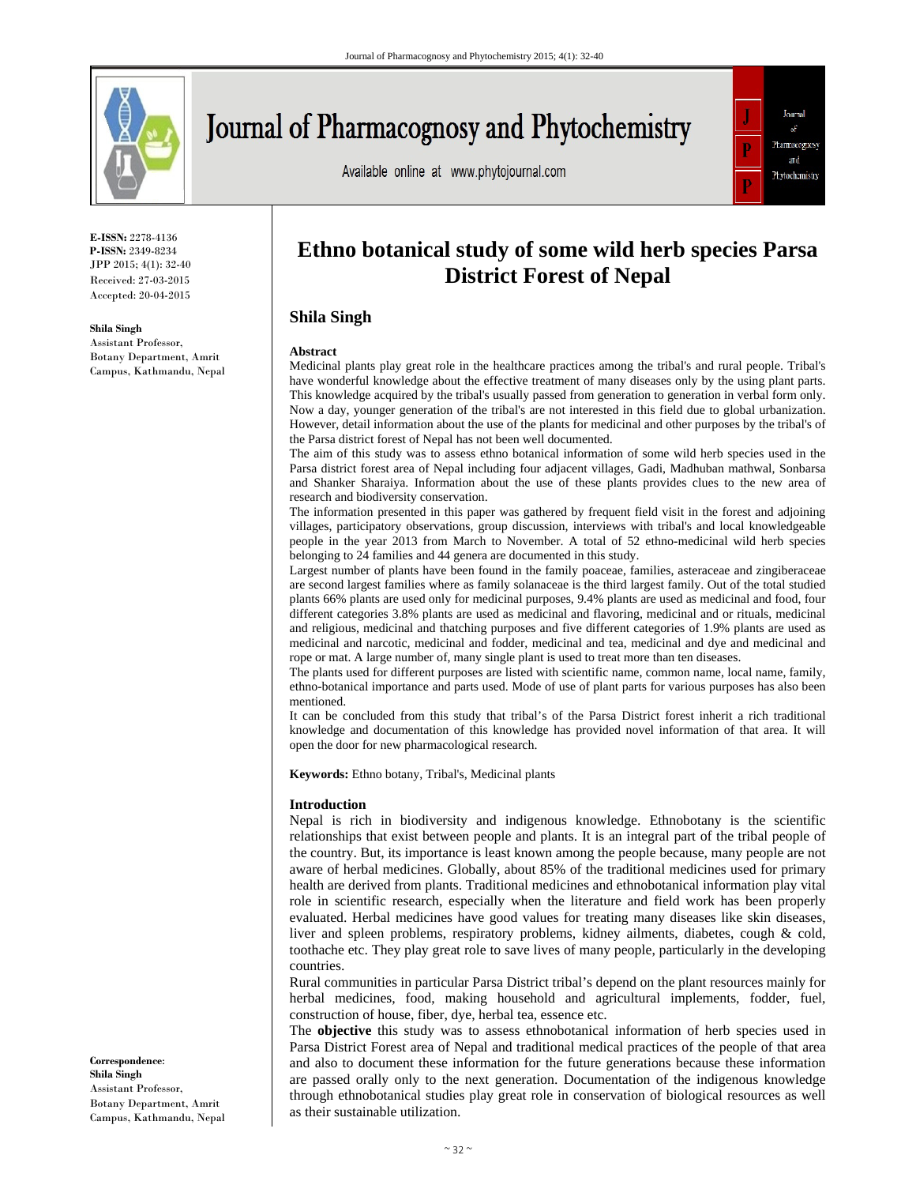# Ethno botanical study of some wild herb species Parsa District Forest of Nepal

**E-ISSN:** 2278-4136
**P-ISSN:** 2349-8234
JPP 2015; 4(1): 32-40
Received: 27-03-2015
Accepted: 20-04-2015

**Shila Singh**
Assistant Professor,
Botany Department, Amrit Campus, Kathmandu, Nepal

**Correspondence**:
**Shila Singh**
Assistant Professor,
Botany Department, Amrit Campus, Kathmandu, Nepal

## Shila Singh

### Abstract

Medicinal plants play great role in the healthcare practices among the tribal's and rural people. Tribal's have wonderful knowledge about the effective treatment of many diseases only by the using plant parts. This knowledge acquired by the tribal's usually passed from generation to generation in verbal form only. Now a day, younger generation of the tribal's are not interested in this field due to global urbanization. However, detail information about the use of the plants for medicinal and other purposes by the tribal's of the Parsa district forest of Nepal has not been well documented.

The aim of this study was to assess ethno botanical information of some wild herb species used in the Parsa district forest area of Nepal including four adjacent villages, Gadi, Madhuban mathwal, Sonbarsa and Shanker Sharaiya. Information about the use of these plants provides clues to the new area of research and biodiversity conservation.

The information presented in this paper was gathered by frequent field visit in the forest and adjoining villages, participatory observations, group discussion, interviews with tribal's and local knowledgeable people in the year 2013 from March to November. A total of 52 ethno-medicinal wild herb species belonging to 24 families and 44 genera are documented in this study.

Largest number of plants have been found in the family poaceae, families, asteraceae and zingiberaceae are second largest families where as family solanaceae is the third largest family. Out of the total studied plants 66% plants are used only for medicinal purposes, 9.4% plants are used as medicinal and food, four different categories 3.8% plants are used as medicinal and flavoring, medicinal and or rituals, medicinal and religious, medicinal and thatching purposes and five different categories of 1.9% plants are used as medicinal and narcotic, medicinal and fodder, medicinal and tea, medicinal and dye and medicinal and rope or mat. A large number of, many single plant is used to treat more than ten diseases.

The plants used for different purposes are listed with scientific name, common name, local name, family, ethno-botanical importance and parts used. Mode of use of plant parts for various purposes has also been mentioned.

It can be concluded from this study that tribal's of the Parsa District forest inherit a rich traditional knowledge and documentation of this knowledge has provided novel information of that area. It will open the door for new pharmacological research.

**Keywords:** Ethno botany, Tribal's, Medicinal plants

### Introduction

Nepal is rich in biodiversity and indigenous knowledge. Ethnobotany is the scientific relationships that exist between people and plants. It is an integral part of the tribal people of the country. But, its importance is least known among the people because, many people are not aware of herbal medicines. Globally, about 85% of the traditional medicines used for primary health are derived from plants. Traditional medicines and ethnobotanical information play vital role in scientific research, especially when the literature and field work has been properly evaluated. Herbal medicines have good values for treating many diseases like skin diseases, liver and spleen problems, respiratory problems, kidney ailments, diabetes, cough & cold, toothache etc. They play great role to save lives of many people, particularly in the developing countries.

Rural communities in particular Parsa District tribal's depend on the plant resources mainly for herbal medicines, food, making household and agricultural implements, fodder, fuel, construction of house, fiber, dye, herbal tea, essence etc.

The **objective** this study was to assess ethnobotanical information of herb species used in Parsa District Forest area of Nepal and traditional medical practices of the people of that area and also to document these information for the future generations because these information are passed orally only to the next generation. Documentation of the indigenous knowledge through ethnobotanical studies play great role in conservation of biological resources as well as their sustainable utilization.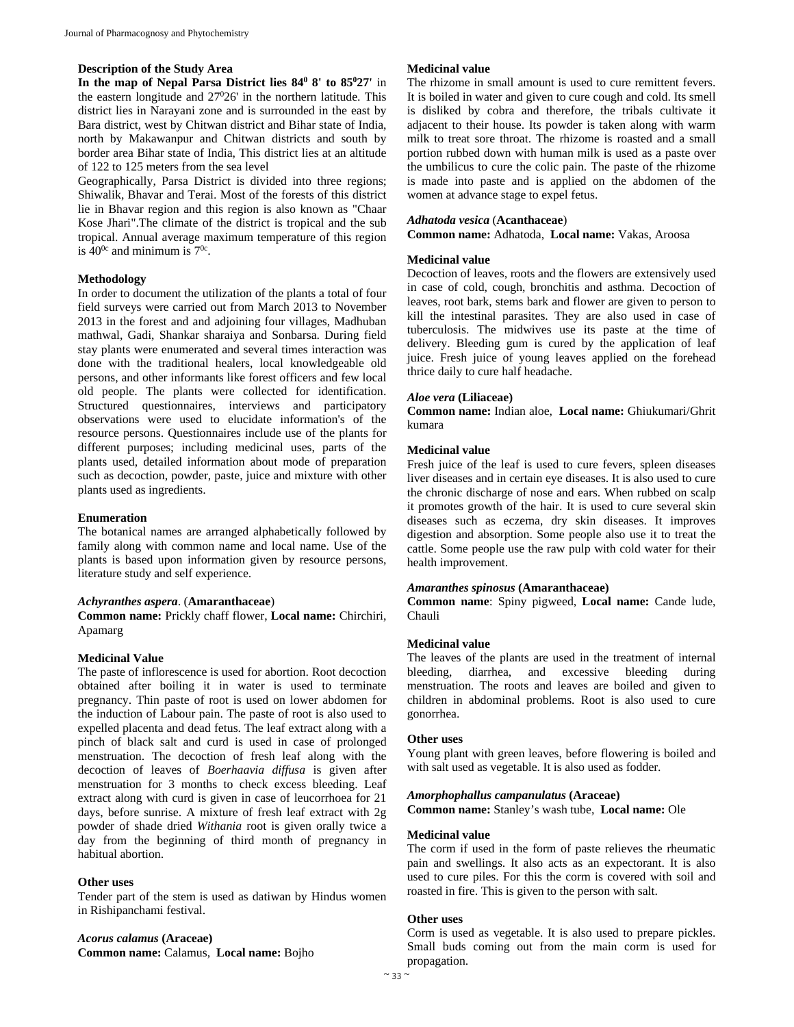### Description of the Study Area

**In the map of Nepal Parsa District lies $84^0$ 8' to $85^0 27'$** in the eastern longitude and $27^0 26'$ in the northern latitude. This district lies in Narayani zone and is surrounded in the east by Bara district, west by Chitwan district and Bihar state of India, north by Makawanpur and Chitwan districts and south by border area Bihar state of India, This district lies at an altitude of 122 to 125 meters from the sea level

Geographically, Parsa District is divided into three regions; Shiwalik, Bhavar and Terai. Most of the forests of this district lie in Bhavar region and this region is also known as "Chaar Kose Jhari".The climate of the district is tropical and the sub tropical. Annual average maximum temperature of this region is $40^{0c}$ and minimum is $7^{0c}$.

### Methodology

In order to document the utilization of the plants a total of four field surveys were carried out from March 2013 to November 2013 in the forest and and adjoining four villages, Madhuban mathwal, Gadi, Shankar sharaiya and Sonbarsa. During field stay plants were enumerated and several times interaction was done with the traditional healers, local knowledgeable old persons, and other informants like forest officers and few local old people. The plants were collected for identification. Structured questionnaires, interviews and participatory observations were used to elucidate information's of the resource persons. Questionnaires include use of the plants for different purposes; including medicinal uses, parts of the plants used, detailed information about mode of preparation such as decoction, powder, paste, juice and mixture with other plants used as ingredients.

### Enumeration

The botanical names are arranged alphabetically followed by family along with common name and local name. Use of the plants is based upon information given by resource persons, literature study and self experience.

*Achyranthes aspera*. (**Amaranthaceae**)
**Common name:** Prickly chaff flower, **Local name:** Chirchiri, Apamarg

**Medicinal Value**

The paste of inflorescence is used for abortion. Root decoction obtained after boiling it in water is used to terminate pregnancy. Thin paste of root is used on lower abdomen for the induction of Labour pain. The paste of root is also used to expelled placenta and dead fetus. The leaf extract along with a pinch of black salt and curd is used in case of prolonged menstruation. The decoction of fresh leaf along with the decoction of leaves of *Boerhaavia diffusa* is given after menstruation for 3 months to check excess bleeding. Leaf extract along with curd is given in case of leucorrhoea for 21 days, before sunrise. A mixture of fresh leaf extract with 2g powder of shade dried *Withania* root is given orally twice a day from the beginning of third month of pregnancy in habitual abortion.

**Other uses**

Tender part of the stem is used as datiwan by Hindus women in Rishipanchami festival.

*Acorus calamus* **(Araceae)**
**Common name:** Calamus, **Local name:** Bojho

**Medicinal value**

The rhizome in small amount is used to cure remittent fevers. It is boiled in water and given to cure cough and cold. Its smell is disliked by cobra and therefore, the tribals cultivate it adjacent to their house. Its powder is taken along with warm milk to treat sore throat. The rhizome is roasted and a small portion rubbed down with human milk is used as a paste over the umbilicus to cure the colic pain. The paste of the rhizome is made into paste and is applied on the abdomen of the women at advance stage to expel fetus.

*Adhatoda vesica* (**Acanthaceae**)
**Common name:** Adhatoda, **Local name:** Vakas, Aroosa

**Medicinal value**

Decoction of leaves, roots and the flowers are extensively used in case of cold, cough, bronchitis and asthma. Decoction of leaves, root bark, stems bark and flower are given to person to kill the intestinal parasites. They are also used in case of tuberculosis. The midwives use its paste at the time of delivery. Bleeding gum is cured by the application of leaf juice. Fresh juice of young leaves applied on the forehead thrice daily to cure half headache.

*Aloe vera* **(Liliaceae)**
**Common name:** Indian aloe, **Local name:** Ghiukumari/Ghrit kumara

**Medicinal value**

Fresh juice of the leaf is used to cure fevers, spleen diseases liver diseases and in certain eye diseases. It is also used to cure the chronic discharge of nose and ears. When rubbed on scalp it promotes growth of the hair. It is used to cure several skin diseases such as eczema, dry skin diseases. It improves digestion and absorption. Some people also use it to treat the cattle. Some people use the raw pulp with cold water for their health improvement.

*Amaranthes spinosus* **(Amaranthaceae)**
**Common name**: Spiny pigweed, **Local name:** Cande lude, Chauli

**Medicinal value**

The leaves of the plants are used in the treatment of internal bleeding, diarrhea, and excessive bleeding during menstruation. The roots and leaves are boiled and given to children in abdominal problems. Root is also used to cure gonorrhea.

**Other uses**

Young plant with green leaves, before flowering is boiled and with salt used as vegetable. It is also used as fodder.

*Amorphophallus campanulatus* **(Araceae)**
**Common name:** Stanley's wash tube, **Local name:** Ole

**Medicinal value**

The corm if used in the form of paste relieves the rheumatic pain and swellings. It also acts as an expectorant. It is also used to cure piles. For this the corm is covered with soil and roasted in fire. This is given to the person with salt.

**Other uses**

Corm is used as vegetable. It is also used to prepare pickles. Small buds coming out from the main corm is used for propagation.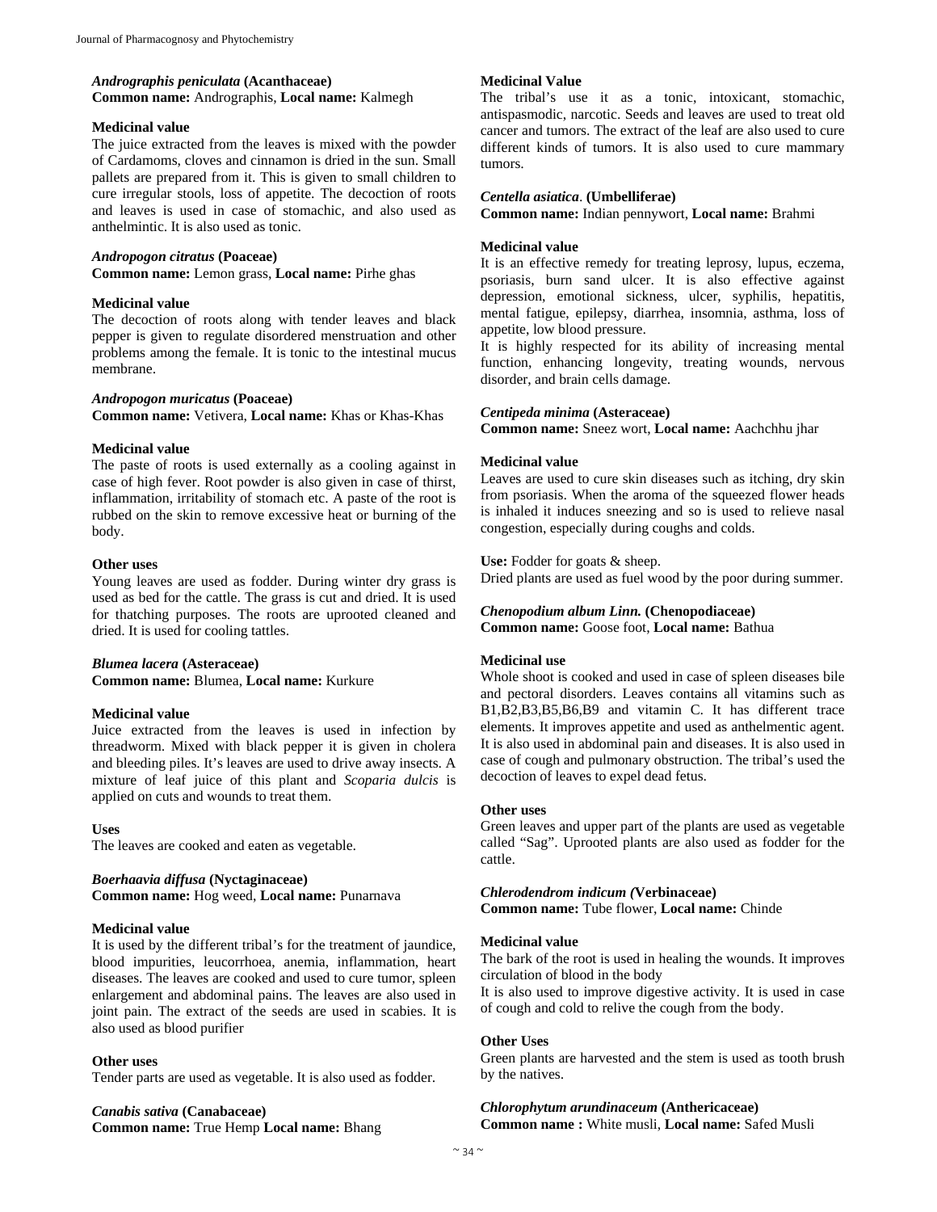*Andrographis peniculata* **(Acanthaceae)**
**Common name:** Andrographis, **Local name:** Kalmegh

**Medicinal value**

The juice extracted from the leaves is mixed with the powder of Cardamoms, cloves and cinnamon is dried in the sun. Small pallets are prepared from it. This is given to small children to cure irregular stools, loss of appetite. The decoction of roots and leaves is used in case of stomachic, and also used as anthelmintic. It is also used as tonic.

*Andropogon citratus* **(Poaceae)**
**Common name:** Lemon grass, **Local name:** Pirhe ghas

**Medicinal value**

The decoction of roots along with tender leaves and black pepper is given to regulate disordered menstruation and other problems among the female. It is tonic to the intestinal mucus membrane.

*Andropogon muricatus* **(Poaceae)**
**Common name:** Vetivera, **Local name:** Khas or Khas-Khas

**Medicinal value**

The paste of roots is used externally as a cooling against in case of high fever. Root powder is also given in case of thirst, inflammation, irritability of stomach etc. A paste of the root is rubbed on the skin to remove excessive heat or burning of the body.

**Other uses**

Young leaves are used as fodder. During winter dry grass is used as bed for the cattle. The grass is cut and dried. It is used for thatching purposes. The roots are uprooted cleaned and dried. It is used for cooling tattles.

*Blumea lacera* **(Asteraceae)**
**Common name:** Blumea, **Local name:** Kurkure

**Medicinal value**

Juice extracted from the leaves is used in infection by threadworm. Mixed with black pepper it is given in cholera and bleeding piles. It's leaves are used to drive away insects. A mixture of leaf juice of this plant and *Scoparia dulcis* is applied on cuts and wounds to treat them.

**Uses**

The leaves are cooked and eaten as vegetable.

*Boerhaavia diffusa* **(Nyctaginaceae)**
**Common name:** Hog weed, **Local name:** Punarnava

**Medicinal value**

It is used by the different tribal's for the treatment of jaundice, blood impurities, leucorrhoea, anemia, inflammation, heart diseases. The leaves are cooked and used to cure tumor, spleen enlargement and abdominal pains. The leaves are also used in joint pain. The extract of the seeds are used in scabies. It is also used as blood purifier

**Other uses**

Tender parts are used as vegetable. It is also used as fodder.

*Canabis sativa* **(Canabaceae)**
**Common name:** True Hemp **Local name:** Bhang

**Medicinal Value**

The tribal's use it as a tonic, intoxicant, stomachic, antispasmodic, narcotic. Seeds and leaves are used to treat old cancer and tumors. The extract of the leaf are also used to cure different kinds of tumors. It is also used to cure mammary tumors.

*Centella asiatica*. **(Umbelliferae)**
**Common name:** Indian pennywort, **Local name:** Brahmi

**Medicinal value**

It is an effective remedy for treating leprosy, lupus, eczema, psoriasis, burn sand ulcer. It is also effective against depression, emotional sickness, ulcer, syphilis, hepatitis, mental fatigue, epilepsy, diarrhea, insomnia, asthma, loss of appetite, low blood pressure.

It is highly respected for its ability of increasing mental function, enhancing longevity, treating wounds, nervous disorder, and brain cells damage.

*Centipeda minima* **(Asteraceae)**
**Common name:** Sneez wort, **Local name:** Aachchhu jhar

**Medicinal value**

Leaves are used to cure skin diseases such as itching, dry skin from psoriasis. When the aroma of the squeezed flower heads is inhaled it induces sneezing and so is used to relieve nasal congestion, especially during coughs and colds.

**Use:** Fodder for goats & sheep.
Dried plants are used as fuel wood by the poor during summer.

*Chenopodium album Linn.* **(Chenopodiaceae)**
**Common name:** Goose foot, **Local name:** Bathua

**Medicinal use**

Whole shoot is cooked and used in case of spleen diseases bile and pectoral disorders. Leaves contains all vitamins such as B1,B2,B3,B5,B6,B9 and vitamin C. It has different trace elements. It improves appetite and used as anthelmentic agent. It is also used in abdominal pain and diseases. It is also used in case of cough and pulmonary obstruction. The tribal's used the decoction of leaves to expel dead fetus.

**Other uses**

Green leaves and upper part of the plants are used as vegetable called "Sag". Uprooted plants are also used as fodder for the cattle.

*Chlerodendrom indicum (***Verbinaceae)**
**Common name:** Tube flower, **Local name:** Chinde

**Medicinal value**

The bark of the root is used in healing the wounds. It improves circulation of blood in the body

It is also used to improve digestive activity. It is used in case of cough and cold to relive the cough from the body.

**Other Uses**

Green plants are harvested and the stem is used as tooth brush by the natives.

*Chlorophytum arundinaceum* **(Anthericaceae)**
**Common name :** White musli, **Local name:** Safed Musli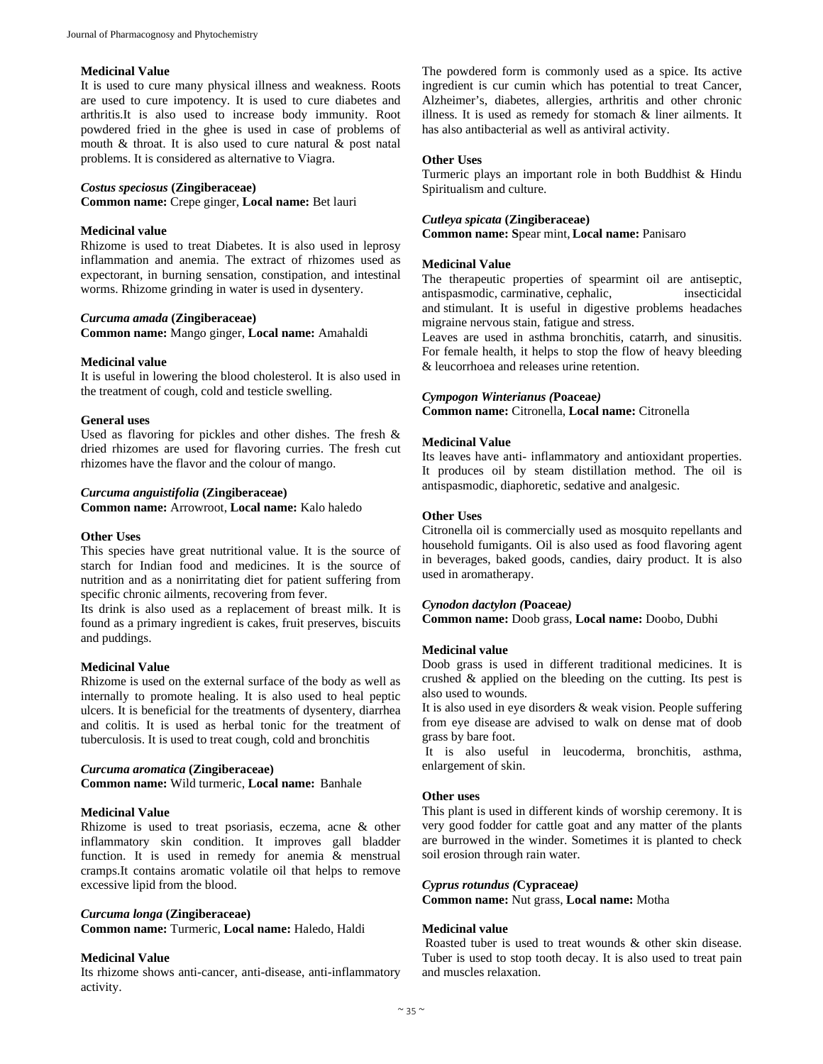**Medicinal Value**

It is used to cure many physical illness and weakness. Roots are used to cure impotency. It is used to cure diabetes and arthritis.It is also used to increase body immunity. Root powdered fried in the ghee is used in case of problems of mouth & throat. It is also used to cure natural & post natal problems. It is considered as alternative to Viagra.

***Costus speciosus*** **(Zingiberaceae)**
**Common name:** Crepe ginger, **Local name:** Bet lauri

**Medicinal value**

Rhizome is used to treat Diabetes. It is also used in leprosy inflammation and anemia. The extract of rhizomes used as expectorant, in burning sensation, constipation, and intestinal worms. Rhizome grinding in water is used in dysentery.

***Curcuma amada*** **(Zingiberaceae)**
**Common name:** Mango ginger, **Local name:** Amahaldi

**Medicinal value**

It is useful in lowering the blood cholesterol. It is also used in the treatment of cough, cold and testicle swelling.

**General uses**

Used as flavoring for pickles and other dishes. The fresh & dried rhizomes are used for flavoring curries. The fresh cut rhizomes have the flavor and the colour of mango.

***Curcuma anguistifolia*** **(Zingiberaceae)**
**Common name:** Arrowroot, **Local name:** Kalo haledo

**Other Uses**

This species have great nutritional value. It is the source of starch for Indian food and medicines. It is the source of nutrition and as a nonirritating diet for patient suffering from specific chronic ailments, recovering from fever.

Its drink is also used as a replacement of breast milk. It is found as a primary ingredient is cakes, fruit preserves, biscuits and puddings.

**Medicinal Value**

Rhizome is used on the external surface of the body as well as internally to promote healing. It is also used to heal peptic ulcers. It is beneficial for the treatments of dysentery, diarrhea and colitis. It is used as herbal tonic for the treatment of tuberculosis. It is used to treat cough, cold and bronchitis

***Curcuma aromatica*** **(Zingiberaceae)**
**Common name:** Wild turmeric, **Local name:** Banhale

**Medicinal Value**

Rhizome is used to treat psoriasis, eczema, acne & other inflammatory skin condition. It improves gall bladder function. It is used in remedy for anemia & menstrual cramps.It contains aromatic volatile oil that helps to remove excessive lipid from the blood.

***Curcuma longa*** **(Zingiberaceae)**
**Common name:** Turmeric, **Local name:** Haledo, Haldi

**Medicinal Value**

Its rhizome shows anti-cancer, anti-disease, anti-inflammatory activity.

The powdered form is commonly used as a spice. Its active ingredient is cur cumin which has potential to treat Cancer, Alzheimer's, diabetes, allergies, arthritis and other chronic illness. It is used as remedy for stomach & liner ailments. It has also antibacterial as well as antiviral activity.

**Other Uses**

Turmeric plays an important role in both Buddhist & Hindu Spiritualism and culture.

***Cutleya spicata*** **(Zingiberaceae)**
**Common name: S**pear mint, **Local name:** Panisaro

**Medicinal Value**

The therapeutic properties of spearmint oil are antiseptic, antispasmodic, carminative, cephalic, insecticidal and stimulant. It is useful in digestive problems headaches migraine nervous stain, fatigue and stress.

Leaves are used in asthma bronchitis, catarrh, and sinusitis. For female health, it helps to stop the flow of heavy bleeding & leucorrhoea and releases urine retention.

***Cympogon Winterianus (*****Poaceae*****)***
**Common name:** Citronella, **Local name:** Citronella

**Medicinal Value**

Its leaves have anti- inflammatory and antioxidant properties. It produces oil by steam distillation method. The oil is antispasmodic, diaphoretic, sedative and analgesic.

**Other Uses**

Citronella oil is commercially used as mosquito repellants and household fumigants. Oil is also used as food flavoring agent in beverages, baked goods, candies, dairy product. It is also used in aromatherapy.

***Cynodon dactylon (*****Poaceae*****)***
**Common name:** Doob grass, **Local name:** Doobo, Dubhi

**Medicinal value**

Doob grass is used in different traditional medicines. It is crushed & applied on the bleeding on the cutting. Its pest is also used to wounds.

It is also used in eye disorders & weak vision. People suffering from eye disease are advised to walk on dense mat of doob grass by bare foot.

It is also useful in leucoderma, bronchitis, asthma, enlargement of skin.

**Other uses**

This plant is used in different kinds of worship ceremony. It is very good fodder for cattle goat and any matter of the plants are burrowed in the winder. Sometimes it is planted to check soil erosion through rain water.

***Cyprus rotundus (*****Cypraceae*****)***
**Common name:** Nut grass, **Local name:** Motha

**Medicinal value**

Roasted tuber is used to treat wounds & other skin disease. Tuber is used to stop tooth decay. It is also used to treat pain and muscles relaxation.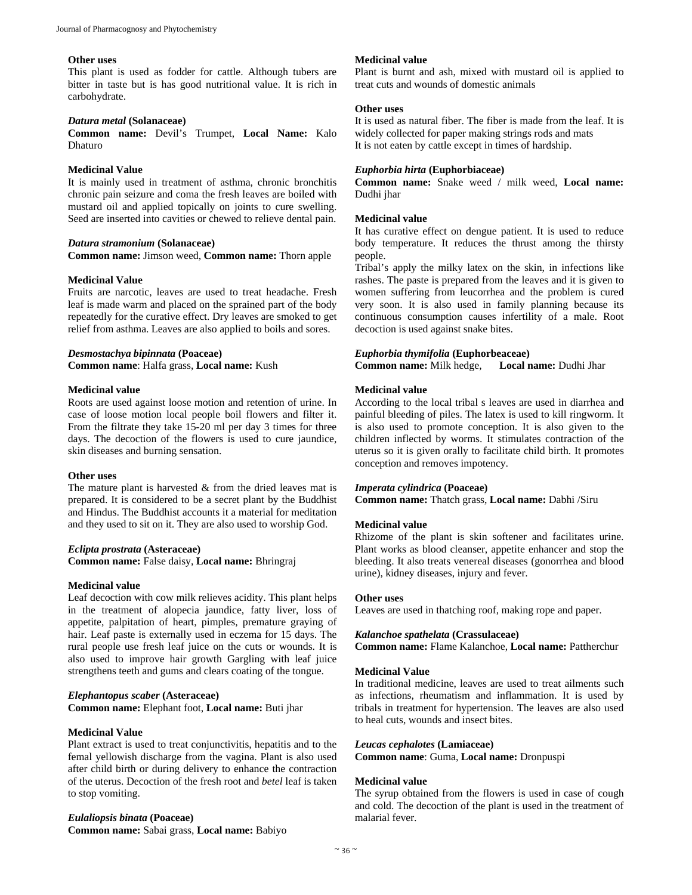**Other uses**

This plant is used as fodder for cattle. Although tubers are bitter in taste but is has good nutritional value. It is rich in carbohydrate.

***Datura metal*** **(Solanaceae)**

**Common name:** Devil's Trumpet, **Local Name:** Kalo Dhaturo

**Medicinal Value**

It is mainly used in treatment of asthma, chronic bronchitis chronic pain seizure and coma the fresh leaves are boiled with mustard oil and applied topically on joints to cure swelling. Seed are inserted into cavities or chewed to relieve dental pain.

***Datura stramonium*** **(Solanaceae)**

**Common name:** Jimson weed, **Common name:** Thorn apple

**Medicinal Value**

Fruits are narcotic, leaves are used to treat headache. Fresh leaf is made warm and placed on the sprained part of the body repeatedly for the curative effect. Dry leaves are smoked to get relief from asthma. Leaves are also applied to boils and sores.

***Desmostachya bipinnata*** **(Poaceae)**

**Common name**: Halfa grass, **Local name:** Kush

**Medicinal value**

Roots are used against loose motion and retention of urine. In case of loose motion local people boil flowers and filter it. From the filtrate they take 15-20 ml per day 3 times for three days. The decoction of the flowers is used to cure jaundice, skin diseases and burning sensation.

**Other uses**

The mature plant is harvested & from the dried leaves mat is prepared. It is considered to be a secret plant by the Buddhist and Hindus. The Buddhist accounts it a material for meditation and they used to sit on it. They are also used to worship God.

***Eclipta prostrata*** **(Asteraceae)**

**Common name:** False daisy, **Local name:** Bhringraj

**Medicinal value**

Leaf decoction with cow milk relieves acidity. This plant helps in the treatment of alopecia jaundice, fatty liver, loss of appetite, palpitation of heart, pimples, premature graying of hair. Leaf paste is externally used in eczema for 15 days. The rural people use fresh leaf juice on the cuts or wounds. It is also used to improve hair growth Gargling with leaf juice strengthens teeth and gums and clears coating of the tongue.

***Elephantopus scaber*** **(Asteraceae)**

**Common name:** Elephant foot, **Local name:** Buti jhar

**Medicinal Value**

Plant extract is used to treat conjunctivitis, hepatitis and to the femal yellowish discharge from the vagina. Plant is also used after child birth or during delivery to enhance the contraction of the uterus. Decoction of the fresh root and *betel* leaf is taken to stop vomiting.

***Eulaliopsis binata*** **(Poaceae)**

**Common name:** Sabai grass, **Local name:** Babiyo

**Medicinal value**

Plant is burnt and ash, mixed with mustard oil is applied to treat cuts and wounds of domestic animals

**Other uses**

It is used as natural fiber. The fiber is made from the leaf. It is widely collected for paper making strings rods and mats

It is not eaten by cattle except in times of hardship.

***Euphorbia hirta*** **(Euphorbiaceae)**

**Common name:** Snake weed / milk weed, **Local name:** Dudhi jhar

**Medicinal value**

It has curative effect on dengue patient. It is used to reduce body temperature. It reduces the thrust among the thirsty people.

Tribal's apply the milky latex on the skin, in infections like rashes. The paste is prepared from the leaves and it is given to women suffering from leucorrhea and the problem is cured very soon. It is also used in family planning because its continuous consumption causes infertility of a male. Root decoction is used against snake bites.

***Euphorbia thymifolia*** **(Euphorbeaceae)**

**Common name:** Milk hedge, **Local name:** Dudhi Jhar

**Medicinal value**

According to the local tribal s leaves are used in diarrhea and painful bleeding of piles. The latex is used to kill ringworm. It is also used to promote conception. It is also given to the children inflected by worms. It stimulates contraction of the uterus so it is given orally to facilitate child birth. It promotes conception and removes impotency.

***Imperata cylindrica*** **(Poaceae)**

**Common name:** Thatch grass, **Local name:** Dabhi /Siru

**Medicinal value**

Rhizome of the plant is skin softener and facilitates urine. Plant works as blood cleanser, appetite enhancer and stop the bleeding. It also treats venereal diseases (gonorrhea and blood urine), kidney diseases, injury and fever.

**Other uses**

Leaves are used in thatching roof, making rope and paper.

***Kalanchoe spathelata*** **(Crassulaceae)**

**Common name:** Flame Kalanchoe, **Local name:** Pattherchur

**Medicinal Value**

In traditional medicine, leaves are used to treat ailments such as infections, rheumatism and inflammation. It is used by tribals in treatment for hypertension. The leaves are also used to heal cuts, wounds and insect bites.

***Leucas cephalotes*** **(Lamiaceae)**

**Common name**: Guma, **Local name:** Dronpuspi

**Medicinal value**

The syrup obtained from the flowers is used in case of cough and cold. The decoction of the plant is used in the treatment of malarial fever.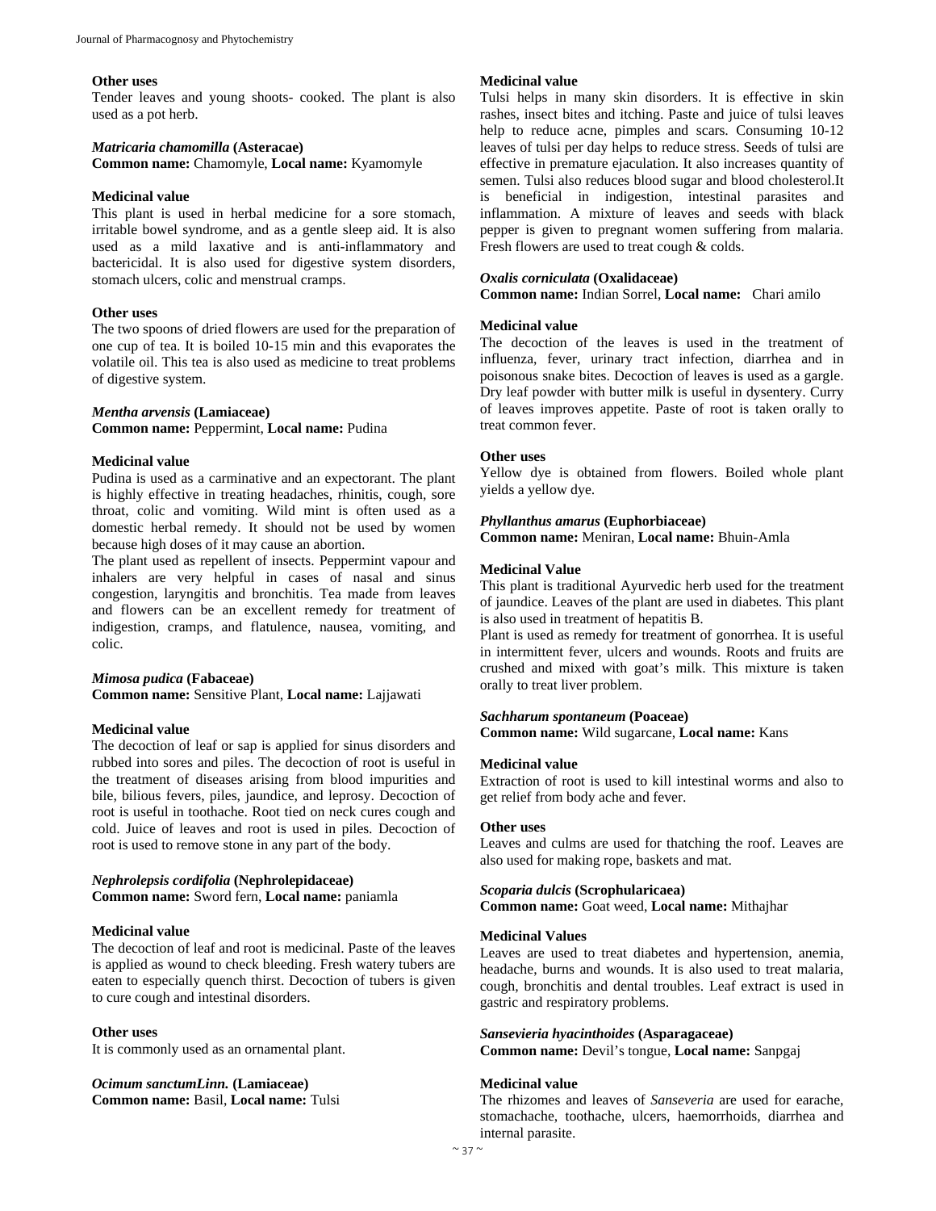**Other uses**

Tender leaves and young shoots- cooked. The plant is also used as a pot herb.

***Matricaria chamomilla* (Asteraceae)**

**Common name:** Chamomyle, **Local name:** Kyamomyle

**Medicinal value**

This plant is used in herbal medicine for a sore stomach, irritable bowel syndrome, and as a gentle sleep aid. It is also used as a mild laxative and is anti-inflammatory and bactericidal. It is also used for digestive system disorders, stomach ulcers, colic and menstrual cramps.

**Other uses**

The two spoons of dried flowers are used for the preparation of one cup of tea. It is boiled 10-15 min and this evaporates the volatile oil. This tea is also used as medicine to treat problems of digestive system.

***Mentha arvensis* (Lamiaceae)**

**Common name:** Peppermint, **Local name:** Pudina

**Medicinal value**

Pudina is used as a carminative and an expectorant. The plant is highly effective in treating headaches, rhinitis, cough, sore throat, colic and vomiting. Wild mint is often used as a domestic herbal remedy. It should not be used by women because high doses of it may cause an abortion.

The plant used as repellent of insects. Peppermint vapour and inhalers are very helpful in cases of nasal and sinus congestion, laryngitis and bronchitis. Tea made from leaves and flowers can be an excellent remedy for treatment of indigestion, cramps, and flatulence, nausea, vomiting, and colic.

***Mimosa pudica* (Fabaceae)**

**Common name:** Sensitive Plant, **Local name:** Lajjawati

**Medicinal value**

The decoction of leaf or sap is applied for sinus disorders and rubbed into sores and piles. The decoction of root is useful in the treatment of diseases arising from blood impurities and bile, bilious fevers, piles, jaundice, and leprosy. Decoction of root is useful in toothache. Root tied on neck cures cough and cold. Juice of leaves and root is used in piles. Decoction of root is used to remove stone in any part of the body.

***Nephrolepsis cordifolia* (Nephrolepidaceae)**

**Common name:** Sword fern, **Local name:** paniamla

**Medicinal value**

The decoction of leaf and root is medicinal. Paste of the leaves is applied as wound to check bleeding. Fresh watery tubers are eaten to especially quench thirst. Decoction of tubers is given to cure cough and intestinal disorders.

**Other uses**

It is commonly used as an ornamental plant.

***Ocimum sanctumLinn.* (Lamiaceae)**

**Common name:** Basil, **Local name:** Tulsi

**Medicinal value**

Tulsi helps in many skin disorders. It is effective in skin rashes, insect bites and itching. Paste and juice of tulsi leaves help to reduce acne, pimples and scars. Consuming 10-12 leaves of tulsi per day helps to reduce stress. Seeds of tulsi are effective in premature ejaculation. It also increases quantity of semen. Tulsi also reduces blood sugar and blood cholesterol.It is beneficial in indigestion, intestinal parasites and inflammation. A mixture of leaves and seeds with black pepper is given to pregnant women suffering from malaria. Fresh flowers are used to treat cough & colds.

***Oxalis corniculata* (Oxalidaceae)**

**Common name:** Indian Sorrel, **Local name:** Chari amilo

**Medicinal value**

The decoction of the leaves is used in the treatment of influenza, fever, urinary tract infection, diarrhea and in poisonous snake bites. Decoction of leaves is used as a gargle. Dry leaf powder with butter milk is useful in dysentery. Curry of leaves improves appetite. Paste of root is taken orally to treat common fever.

**Other uses**

Yellow dye is obtained from flowers. Boiled whole plant yields a yellow dye.

***Phyllanthus amarus* (Euphorbiaceae)**

**Common name:** Meniran, **Local name:** Bhuin-Amla

**Medicinal Value**

This plant is traditional Ayurvedic herb used for the treatment of jaundice. Leaves of the plant are used in diabetes. This plant is also used in treatment of hepatitis B.

Plant is used as remedy for treatment of gonorrhea. It is useful in intermittent fever, ulcers and wounds. Roots and fruits are crushed and mixed with goat's milk. This mixture is taken orally to treat liver problem.

***Sachharum spontaneum* (Poaceae)**

**Common name:** Wild sugarcane, **Local name:** Kans

**Medicinal value**

Extraction of root is used to kill intestinal worms and also to get relief from body ache and fever.

**Other uses**

Leaves and culms are used for thatching the roof. Leaves are also used for making rope, baskets and mat.

***Scoparia dulcis* (Scrophularicaea)**

**Common name:** Goat weed, **Local name:** Mithajhar

**Medicinal Values**

Leaves are used to treat diabetes and hypertension, anemia, headache, burns and wounds. It is also used to treat malaria, cough, bronchitis and dental troubles. Leaf extract is used in gastric and respiratory problems.

***Sansevieria hyacinthoides* (Asparagaceae)**

**Common name:** Devil's tongue, **Local name:** Sanpgaj

**Medicinal value**

The rhizomes and leaves of *Sanseveria* are used for earache, stomachache, toothache, ulcers, haemorrhoids, diarrhea and internal parasite.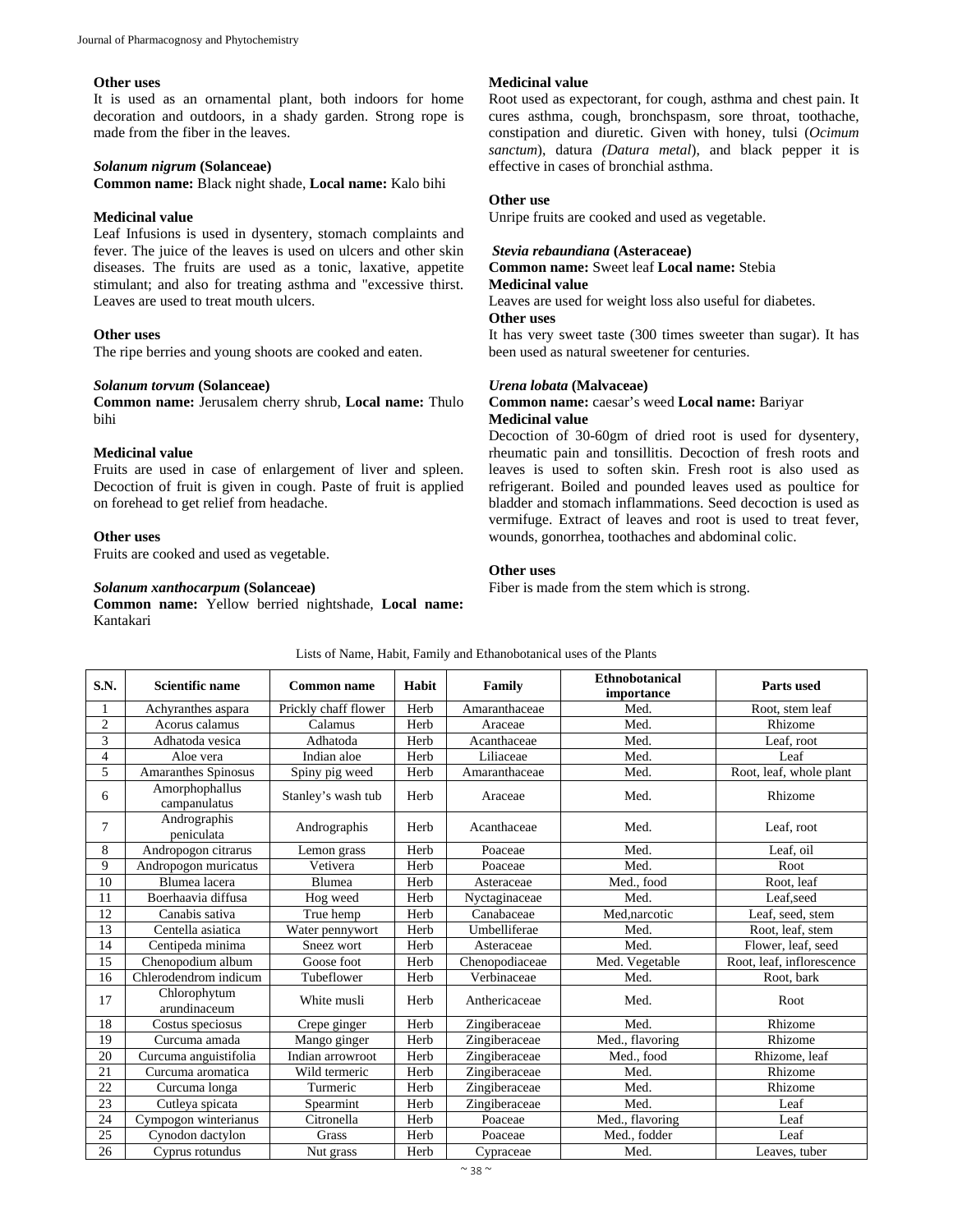**Other uses**

It is used as an ornamental plant, both indoors for home decoration and outdoors, in a shady garden. Strong rope is made from the fiber in the leaves.

***Solanum nigrum*** **(Solanceae)**

**Common name:** Black night shade, **Local name:** Kalo bihi

**Medicinal value**

Leaf Infusions is used in dysentery, stomach complaints and fever. The juice of the leaves is used on ulcers and other skin diseases. The fruits are used as a tonic, laxative, appetite stimulant; and also for treating asthma and "excessive thirst. Leaves are used to treat mouth ulcers.

**Other uses**

The ripe berries and young shoots are cooked and eaten.

***Solanum torvum*** **(Solanceae)**

**Common name:** Jerusalem cherry shrub, **Local name:** Thulo bihi

**Medicinal value**

Fruits are used in case of enlargement of liver and spleen. Decoction of fruit is given in cough. Paste of fruit is applied on forehead to get relief from headache.

**Other uses**

Fruits are cooked and used as vegetable.

***Solanum xanthocarpum*** **(Solanceae)**

**Common name:** Yellow berried nightshade, **Local name:** Kantakari

**Medicinal value**

Root used as expectorant, for cough, asthma and chest pain. It cures asthma, cough, bronchspasm, sore throat, toothache, constipation and diuretic. Given with honey, tulsi (*Ocimum sanctum*), datura *(Datura metal*), and black pepper it is effective in cases of bronchial asthma.

**Other use**

Unripe fruits are cooked and used as vegetable.

***Stevia rebaundiana*** **(Asteraceae)**

**Common name:** Sweet leaf **Local name:** Stebia

**Medicinal value**

Leaves are used for weight loss also useful for diabetes.

**Other uses**

It has very sweet taste (300 times sweeter than sugar). It has been used as natural sweetener for centuries.

***Urena lobata*** **(Malvaceae)**

**Common name:** caesar's weed **Local name:** Bariyar

**Medicinal value**

Decoction of 30-60gm of dried root is used for dysentery, rheumatic pain and tonsillitis. Decoction of fresh roots and leaves is used to soften skin. Fresh root is also used as refrigerant. Boiled and pounded leaves used as poultice for bladder and stomach inflammations. Seed decoction is used as vermifuge. Extract of leaves and root is used to treat fever, wounds, gonorrhea, toothaches and abdominal colic.

**Other uses**

Fiber is made from the stem which is strong.

Lists of Name, Habit, Family and Ethanobotanical uses of the Plants

| S.N. | Scientific name | Common name | Habit | Family | Ethnobotanical importance | Parts used |
|---|---|---|---|---|---|---|
| 1 | Achyranthes aspara | Prickly chaff flower | Herb | Amaranthaceae | Med. | Root, stem leaf |
| 2 | Acorus calamus | Calamus | Herb | Araceae | Med. | Rhizome |
| 3 | Adhatoda vesica | Adhatoda | Herb | Acanthaceae | Med. | Leaf, root |
| 4 | Aloe vera | Indian aloe | Herb | Liliaceae | Med. | Leaf |
| 5 | Amaranthes Spinosus | Spiny pig weed | Herb | Amaranthaceae | Med. | Root, leaf, whole plant |
| 6 | Amorphophallus campanulatus | Stanley's wash tub | Herb | Araceae | Med. | Rhizome |
| 7 | Andrographis peniculata | Andrographis | Herb | Acanthaceae | Med. | Leaf, root |
| 8 | Andropogon citrarus | Lemon grass | Herb | Poaceae | Med. | Leaf, oil |
| 9 | Andropogon muricatus | Vetivera | Herb | Poaceae | Med. | Root |
| 10 | Blumea lacera | Blumea | Herb | Asteraceae | Med., food | Root, leaf |
| 11 | Boerhaavia diffusa | Hog weed | Herb | Nyctaginaceae | Med. | Leaf,seed |
| 12 | Canabis sativa | True hemp | Herb | Canabaceae | Med,narcotic | Leaf, seed, stem |
| 13 | Centella asiatica | Water pennywort | Herb | Umbelliferae | Med. | Root, leaf, stem |
| 14 | Centipeda minima | Sneez wort | Herb | Asteraceae | Med. | Flower, leaf, seed |
| 15 | Chenopodium album | Goose foot | Herb | Chenopodiaceae | Med. Vegetable | Root, leaf, inflorescence |
| 16 | Chlerodendrom indicum | Tubeflower | Herb | Verbinaceae | Med. | Root, bark |
| 17 | Chlorophytum arundinaceum | White musli | Herb | Anthericaceae | Med. | Root |
| 18 | Costus speciosus | Crepe ginger | Herb | Zingiberaceae | Med. | Rhizome |
| 19 | Curcuma amada | Mango ginger | Herb | Zingiberaceae | Med., flavoring | Rhizome |
| 20 | Curcuma anguistifolia | Indian arrowroot | Herb | Zingiberaceae | Med., food | Rhizome, leaf |
| 21 | Curcuma aromatica | Wild termeric | Herb | Zingiberaceae | Med. | Rhizome |
| 22 | Curcuma longa | Turmeric | Herb | Zingiberaceae | Med. | Rhizome |
| 23 | Cutleya spicata | Spearmint | Herb | Zingiberaceae | Med. | Leaf |
| 24 | Cympogon winterianus | Citronella | Herb | Poaceae | Med., flavoring | Leaf |
| 25 | Cynodon dactylon | Grass | Herb | Poaceae | Med., fodder | Leaf |
| 26 | Cyprus rotundus | Nut grass | Herb | Cypraceae | Med. | Leaves, tuber |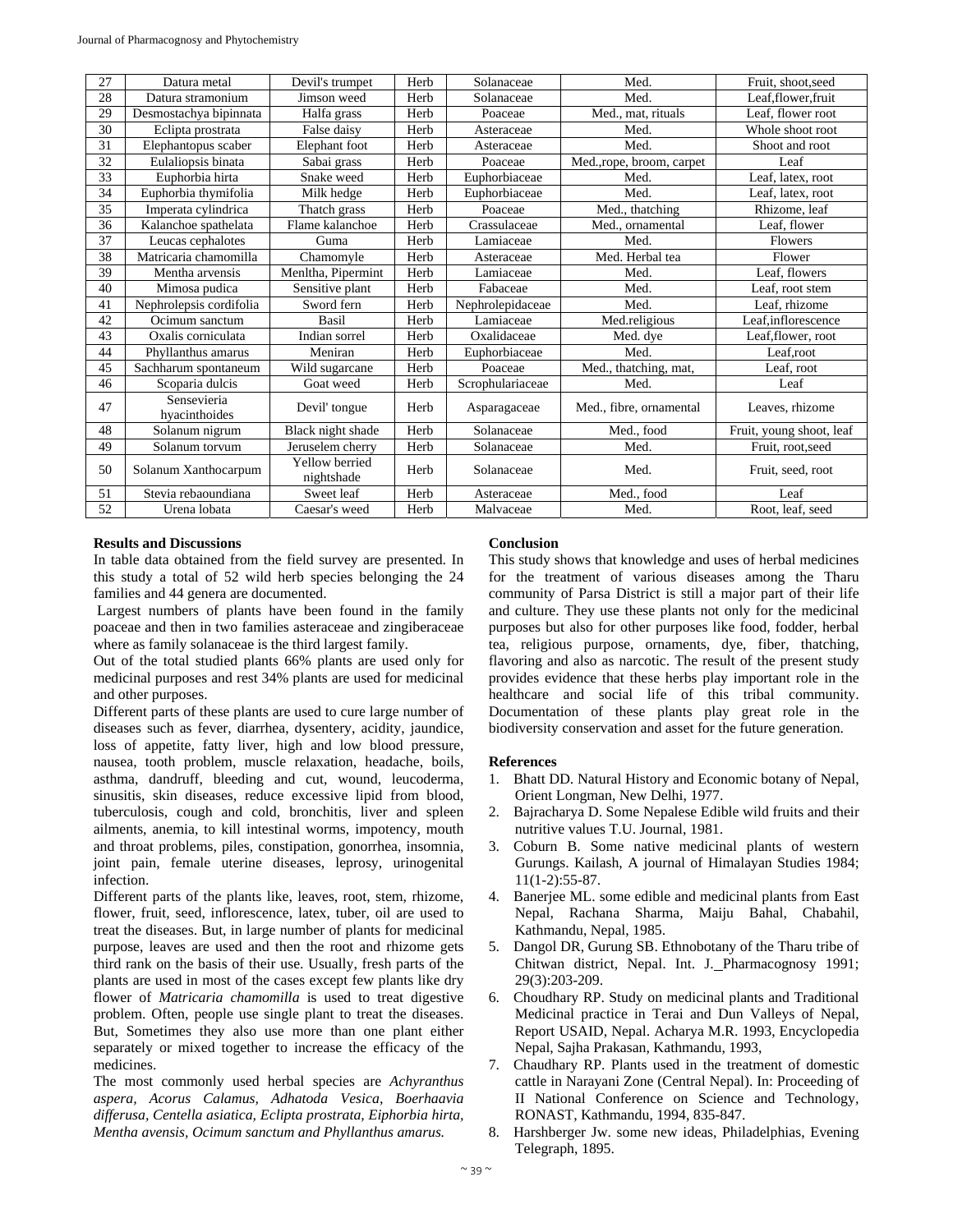| 27 | Datura metal | Devil's trumpet | Herb | Solanaceae | Med. | Fruit, shoot,seed |
|---|---|---|---|---|---|---|
| 28 | Datura stramonium | Jimson weed | Herb | Solanaceae | Med. | Leaf,flower,fruit |
| 29 | Desmostachya bipinnata | Halfa grass | Herb | Poaceae | Med., mat, rituals | Leaf, flower root |
| 30 | Eclipta prostrata | False daisy | Herb | Asteraceae | Med. | Whole shoot root |
| 31 | Elephantopus scaber | Elephant foot | Herb | Asteraceae | Med. | Shoot and root |
| 32 | Eulaliopsis binata | Sabai grass | Herb | Poaceae | Med.,rope, broom, carpet | Leaf |
| 33 | Euphorbia hirta | Snake weed | Herb | Euphorbiaceae | Med. | Leaf, latex, root |
| 34 | Euphorbia thymifolia | Milk hedge | Herb | Euphorbiaceae | Med. | Leaf, latex, root |
| 35 | Imperata cylindrica | Thatch grass | Herb | Poaceae | Med., thatching | Rhizome, leaf |
| 36 | Kalanchoe spathelata | Flame kalanchoe | Herb | Crassulaceae | Med., ornamental | Leaf, flower |
| 37 | Leucas cephalotes | Guma | Herb | Lamiaceae | Med. | Flowers |
| 38 | Matricaria chamomilla | Chamomyle | Herb | Asteraceae | Med. Herbal tea | Flower |
| 39 | Mentha arvensis | Menltha, Pipermint | Herb | Lamiaceae | Med. | Leaf, flowers |
| 40 | Mimosa pudica | Sensitive plant | Herb | Fabaceae | Med. | Leaf, root stem |
| 41 | Nephrolepsis cordifolia | Sword fern | Herb | Nephrolepidaceae | Med. | Leaf, rhizome |
| 42 | Ocimum sanctum | Basil | Herb | Lamiaceae | Med.religious | Leaf,inflorescence |
| 43 | Oxalis corniculata | Indian sorrel | Herb | Oxalidaceae | Med. dye | Leaf,flower, root |
| 44 | Phyllanthus amarus | Meniran | Herb | Euphorbiaceae | Med. | Leaf,root |
| 45 | Sachharum spontaneum | Wild sugarcane | Herb | Poaceae | Med., thatching, mat, | Leaf, root |
| 46 | Scoparia dulcis | Goat weed | Herb | Scrophulariaceae | Med. | Leaf |
| 47 | Sensevieria hyacinthoides | Devil' tongue | Herb | Asparagaceae | Med., fibre, ornamental | Leaves, rhizome |
| 48 | Solanum nigrum | Black night shade | Herb | Solanaceae | Med., food | Fruit, young shoot, leaf |
| 49 | Solanum torvum | Jeruselem cherry | Herb | Solanaceae | Med. | Fruit, root,seed |
| 50 | Solanum Xanthocarpum | Yellow berried nightshade | Herb | Solanaceae | Med. | Fruit, seed, root |
| 51 | Stevia rebaoundiana | Sweet leaf | Herb | Asteraceae | Med., food | Leaf |
| 52 | Urena lobata | Caesar's weed | Herb | Malvaceae | Med. | Root, leaf, seed |

### Results and Discussions

In table data obtained from the field survey are presented. In this study a total of 52 wild herb species belonging the 24 families and 44 genera are documented.

Largest numbers of plants have been found in the family poaceae and then in two families asteraceae and zingiberaceae where as family solanaceae is the third largest family.

Out of the total studied plants 66% plants are used only for medicinal purposes and rest 34% plants are used for medicinal and other purposes.

Different parts of these plants are used to cure large number of diseases such as fever, diarrhea, dysentery, acidity, jaundice, loss of appetite, fatty liver, high and low blood pressure, nausea, tooth problem, muscle relaxation, headache, boils, asthma, dandruff, bleeding and cut, wound, leucoderma, sinusitis, skin diseases, reduce excessive lipid from blood, tuberculosis, cough and cold, bronchitis, liver and spleen ailments, anemia, to kill intestinal worms, impotency, mouth and throat problems, piles, constipation, gonorrhea, insomnia, joint pain, female uterine diseases, leprosy, urinogenital infection.

Different parts of the plants like, leaves, root, stem, rhizome, flower, fruit, seed, inflorescence, latex, tuber, oil are used to treat the diseases. But, in large number of plants for medicinal purpose, leaves are used and then the root and rhizome gets third rank on the basis of their use. Usually, fresh parts of the plants are used in most of the cases except few plants like dry flower of *Matricaria chamomilla* is used to treat digestive problem. Often, people use single plant to treat the diseases. But, Sometimes they also use more than one plant either separately or mixed together to increase the efficacy of the medicines.

The most commonly used herbal species are *Achyranthus aspera, Acorus Calamus, Adhatoda Vesica, Boerhaavia differusa, Centella asiatica, Eclipta prostrata, Eiphorbia hirta, Mentha avensis, Ocimum sanctum and Phyllanthus amarus.*

### Conclusion

This study shows that knowledge and uses of herbal medicines for the treatment of various diseases among the Tharu community of Parsa District is still a major part of their life and culture. They use these plants not only for the medicinal purposes but also for other purposes like food, fodder, herbal tea, religious purpose, ornaments, dye, fiber, thatching, flavoring and also as narcotic. The result of the present study provides evidence that these herbs play important role in the healthcare and social life of this tribal community. Documentation of these plants play great role in the biodiversity conservation and asset for the future generation.

### References

1. Bhatt DD. Natural History and Economic botany of Nepal, Orient Longman, New Delhi, 1977.
2. Bajracharya D. Some Nepalese Edible wild fruits and their nutritive values T.U. Journal, 1981.
3. Coburn B. Some native medicinal plants of western Gurungs. Kailash, A journal of Himalayan Studies 1984; 11(1-2):55-87.
4. Banerjee ML. some edible and medicinal plants from East Nepal, Rachana Sharma, Maiju Bahal, Chabahil, Kathmandu, Nepal, 1985.
5. Dangol DR, Gurung SB. Ethnobotany of the Tharu tribe of Chitwan district, Nepal. Int. J. Pharmacognosy 1991; 29(3):203-209.
6. Choudhary RP. Study on medicinal plants and Traditional Medicinal practice in Terai and Dun Valleys of Nepal, Report USAID, Nepal. Acharya M.R. 1993, Encyclopedia Nepal, Sajha Prakasan, Kathmandu, 1993,
7. Chaudhary RP. Plants used in the treatment of domestic cattle in Narayani Zone (Central Nepal). In: Proceeding of II National Conference on Science and Technology, RONAST, Kathmandu, 1994, 835-847.
8. Harshberger Jw. some new ideas, Philadelphias, Evening Telegraph, 1895.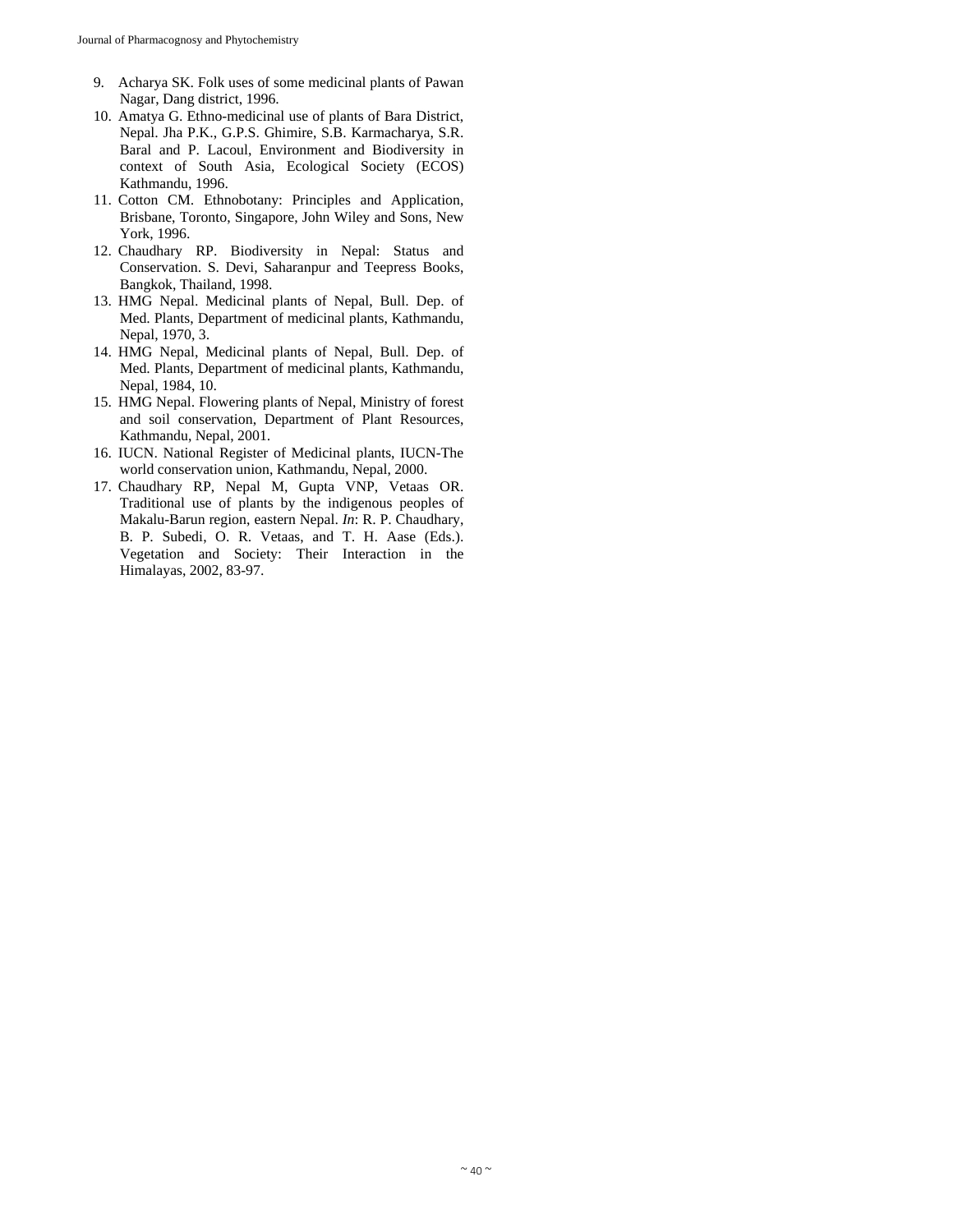9. Acharya SK. Folk uses of some medicinal plants of Pawan Nagar, Dang district, 1996.
10. Amatya G. Ethno-medicinal use of plants of Bara District, Nepal. Jha P.K., G.P.S. Ghimire, S.B. Karmacharya, S.R. Baral and P. Lacoul, Environment and Biodiversity in context of South Asia, Ecological Society (ECOS) Kathmandu, 1996.
11. Cotton CM. Ethnobotany: Principles and Application, Brisbane, Toronto, Singapore, John Wiley and Sons, New York, 1996.
12. Chaudhary RP. Biodiversity in Nepal: Status and Conservation. S. Devi, Saharanpur and Teepress Books, Bangkok, Thailand, 1998.
13. HMG Nepal. Medicinal plants of Nepal, Bull. Dep. of Med. Plants, Department of medicinal plants, Kathmandu, Nepal, 1970, 3.
14. HMG Nepal, Medicinal plants of Nepal, Bull. Dep. of Med. Plants, Department of medicinal plants, Kathmandu, Nepal, 1984, 10.
15. HMG Nepal. Flowering plants of Nepal, Ministry of forest and soil conservation, Department of Plant Resources, Kathmandu, Nepal, 2001.
16. IUCN. National Register of Medicinal plants, IUCN-The world conservation union, Kathmandu, Nepal, 2000.
17. Chaudhary RP, Nepal M, Gupta VNP, Vetaas OR. Traditional use of plants by the indigenous peoples of Makalu-Barun region, eastern Nepal. *In*: R. P. Chaudhary, B. P. Subedi, O. R. Vetaas, and T. H. Aase (Eds.). Vegetation and Society: Their Interaction in the Himalayas, 2002, 83-97.